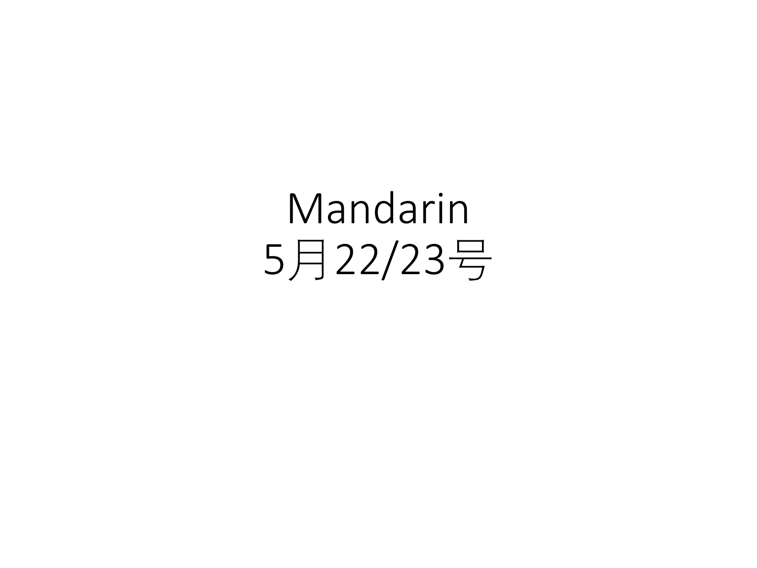# Mandarin
# 5月22/23号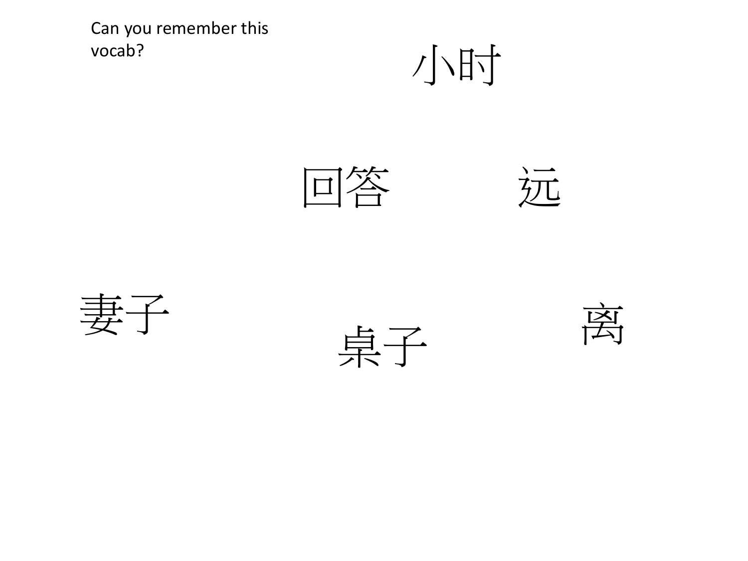Can you remember this vocab?

小时

回答

远

妻子

桌子

离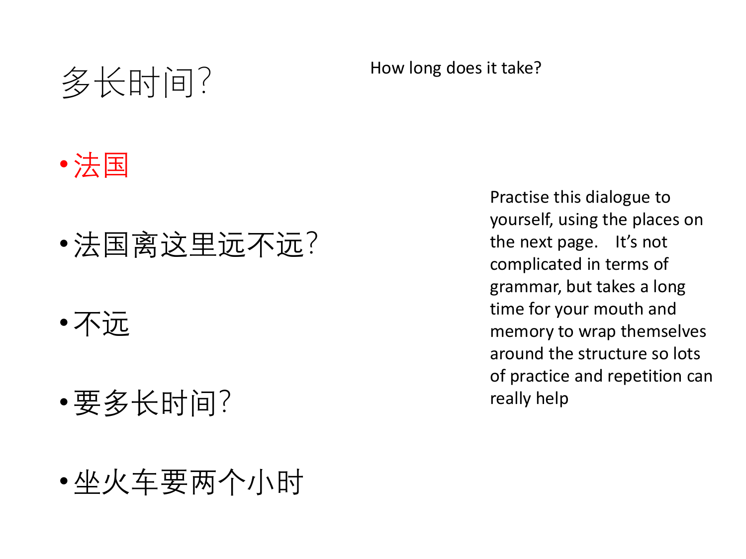# 多长时间?

How long does it take?

- 法国
- 法国离这里远不远?
- 不远
- 要多长时间?
- 坐火车要两个小时

Practise this dialogue to yourself, using the places on the next page. It's not complicated in terms of grammar, but takes a long time for your mouth and memory to wrap themselves around the structure so lots of practice and repetition can really help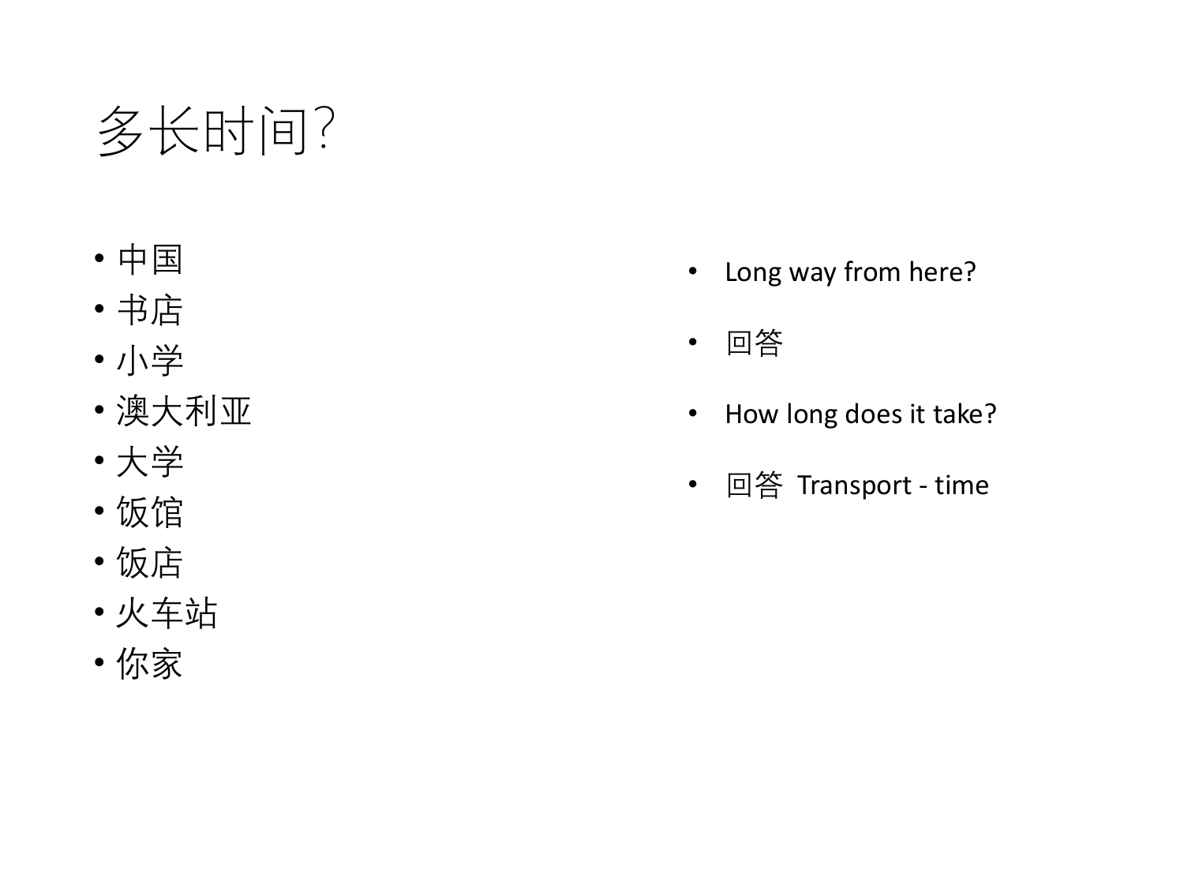# 多长时间?

- 中国
- 书店
- 小学
- 澳大利亚
- 大学
- 饭馆
- 饭店
- 火车站
- 你家

- Long way from here?
- 回答
- How long does it take?
- 回答 Transport - time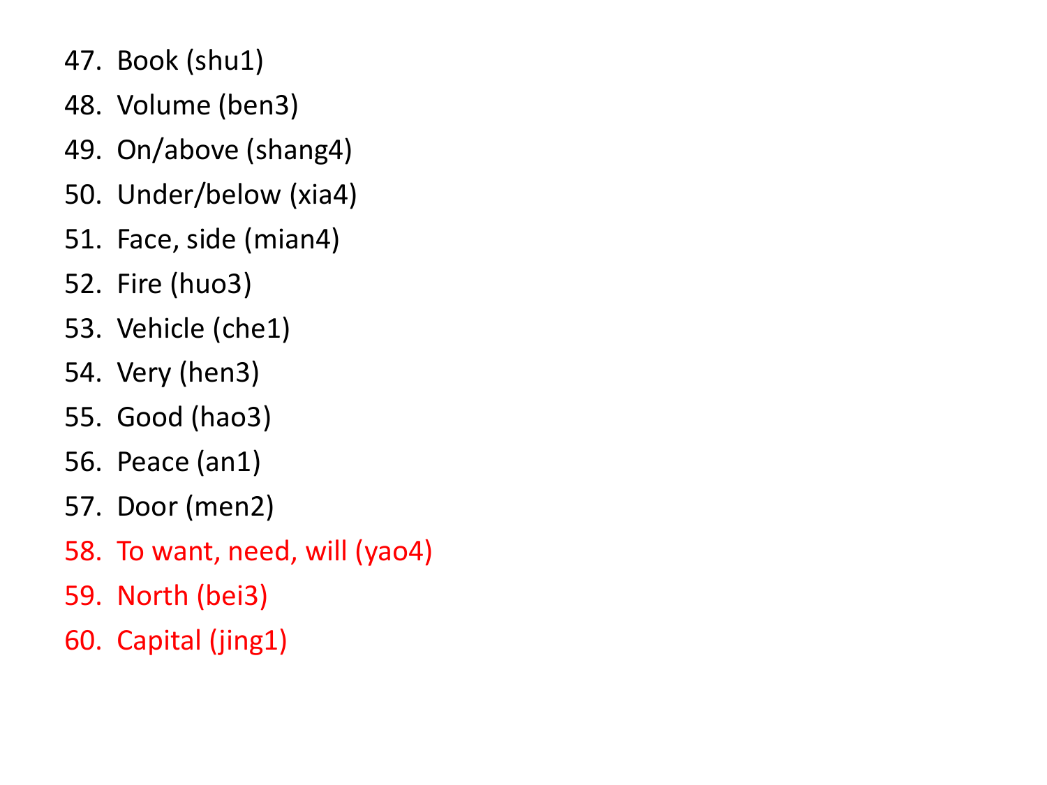47. Book (shu1)
48. Volume (ben3)
49. On/above (shang4)
50. Under/below (xia4)
51. Face, side (mian4)
52. Fire (huo3)
53. Vehicle (che1)
54. Very (hen3)
55. Good (hao3)
56. Peace (an1)
57. Door (men2)
58. To want, need, will (yao4)
59. North (bei3)
60. Capital (jing1)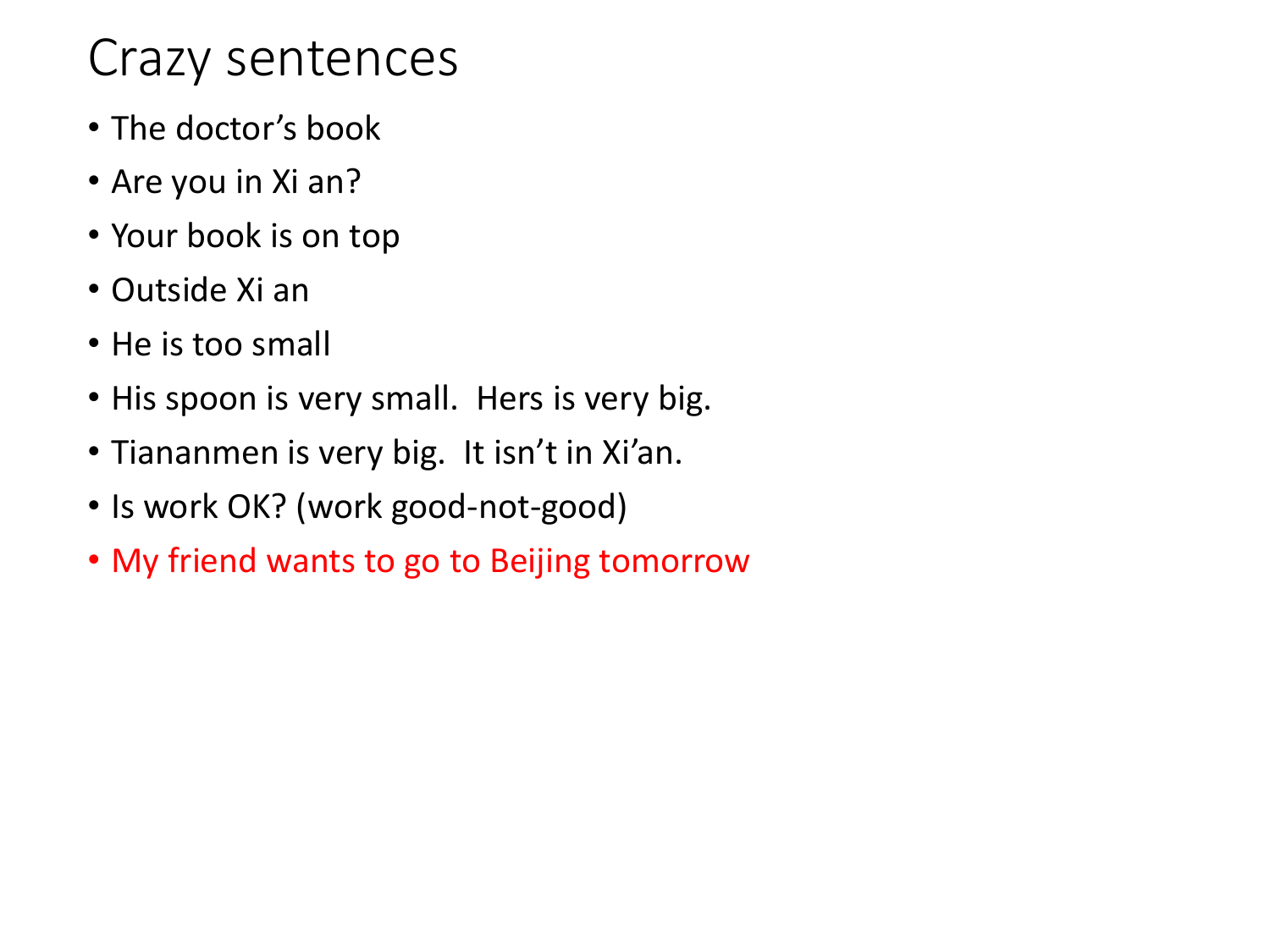# Crazy sentences

- The doctor's book
- Are you in Xi an?
- Your book is on top
- Outside Xi an
- He is too small
- His spoon is very small.  Hers is very big.
- Tiananmen is very big.  It isn't in Xi'an.
- Is work OK? (work good-not-good)
- My friend wants to go to Beijing tomorrow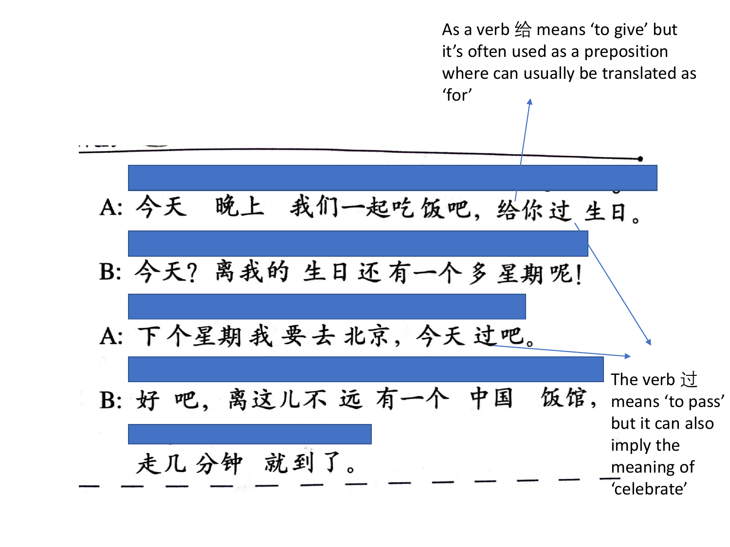As a verb 给 means ‘to give’ but it’s often used as a preposition where can usually be translated as ‘for’

A: 今天 晚上 我们一起吃饭吧，给你过生日。

B: 今天？离我的生日还有一个多星期呢！

A: 下个星期我要去北京，今天过吧。

B: 好吧，离这儿不远有一个中国饭馆，走几分钟就到了。

The verb 过 means ‘to pass’ but it can also imply the meaning of ‘celebrate’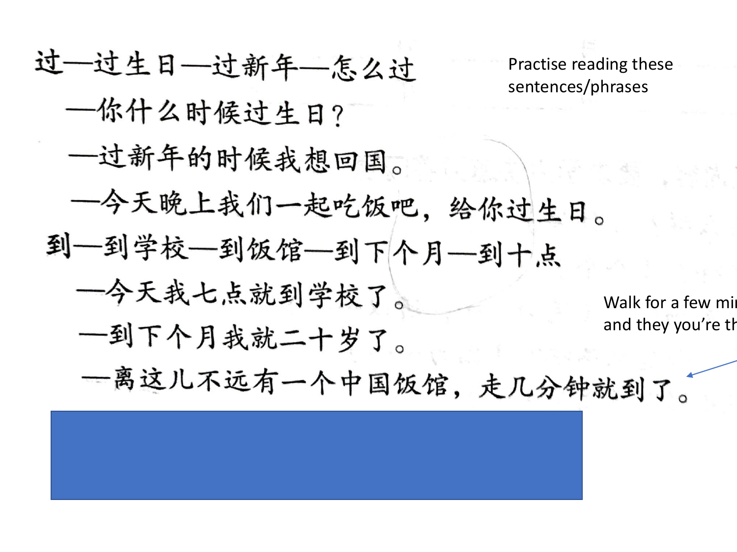过—过生日—过新年—怎么过

—你什么时候过生日？

—过新年的时候我想回国。

—今天晚上我们一起吃饭吧，给你过生日。

到—到学校—到饭馆—到下个月—到十点

—今天我七点就到学校了。

—到下个月我就二十岁了。

—离这儿不远有一个中国饭馆，走几分钟就到了。

Practise reading these sentences/phrases

Walk for a few mi
and they you're th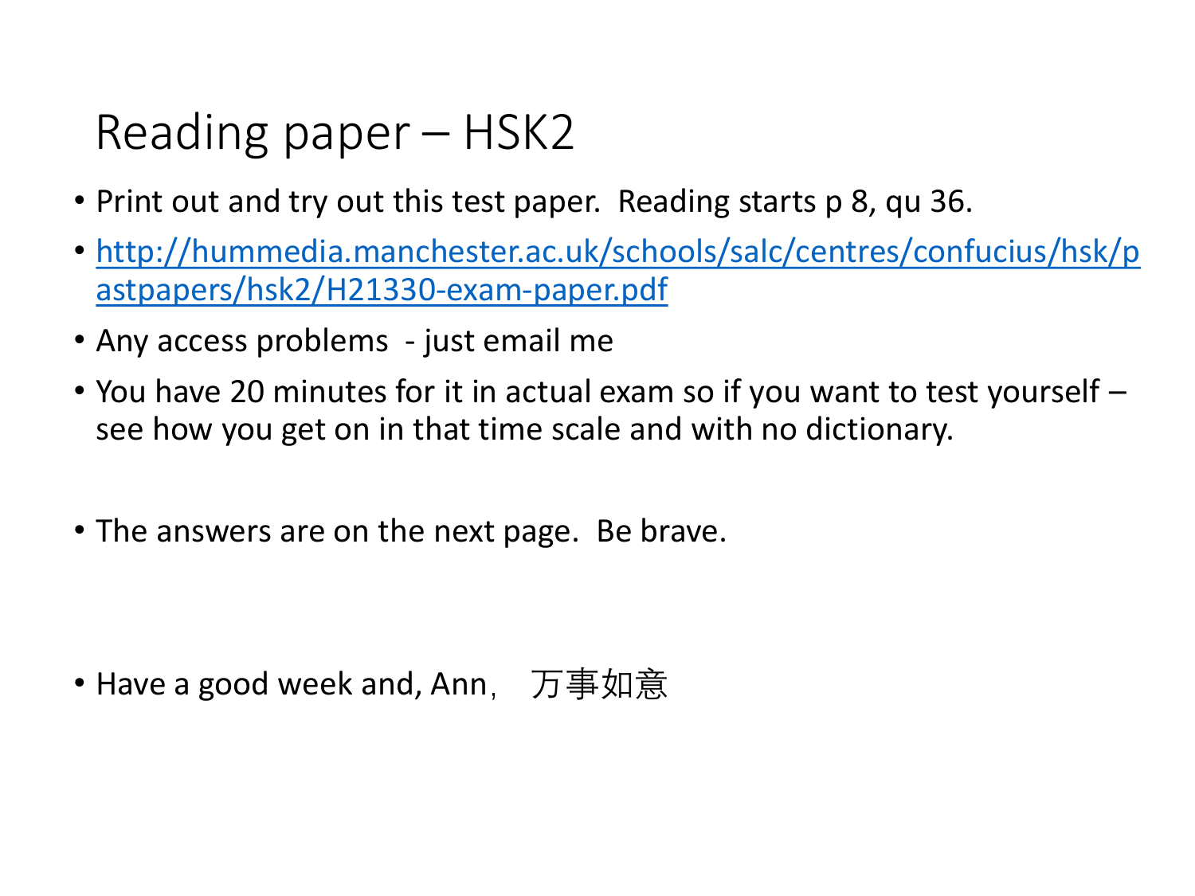# Reading paper – HSK2

- Print out and try out this test paper. Reading starts p 8, qu 36.
- [http://hummedia.manchester.ac.uk/schools/salc/centres/confucius/hsk/pastpapers/hsk2/H21330-exam-paper.pdf](http://hummedia.manchester.ac.uk/schools/salc/centres/confucius/hsk/pastpapers/hsk2/H21330-exam-paper.pdf)
- Any access problems - just email me
- You have 20 minutes for it in actual exam so if you want to test yourself – see how you get on in that time scale and with no dictionary.
- The answers are on the next page. Be brave.
- Have a good week and, Ann，万事如意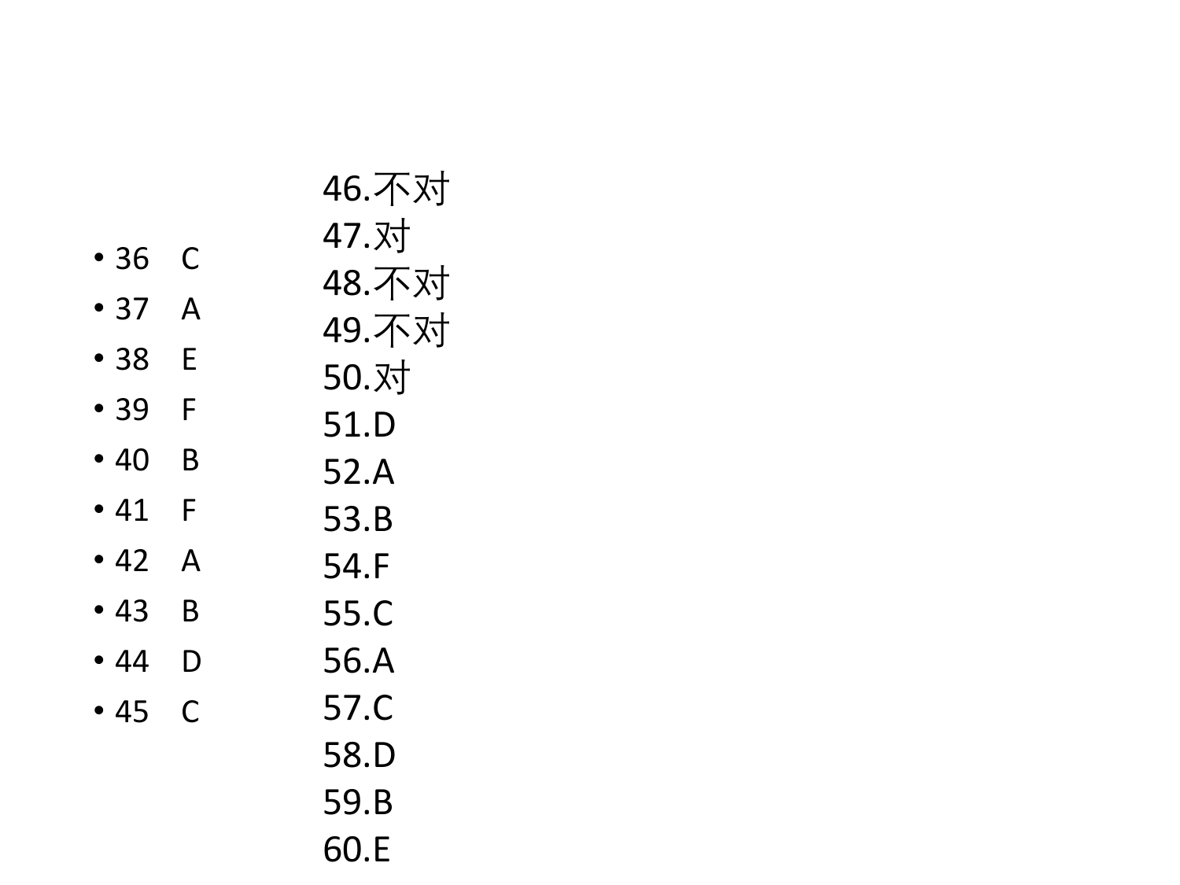- 36 C
- 37 A
- 38 E
- 39 F
- 40 B
- 41 F
- 42 A
- 43 B
- 44 D
- 45 C

46.不对
47.对
48.不对
49.不对
50.对
51.D
52.A
53.B
54.F
55.C
56.A
57.C
58.D
59.B
60.E